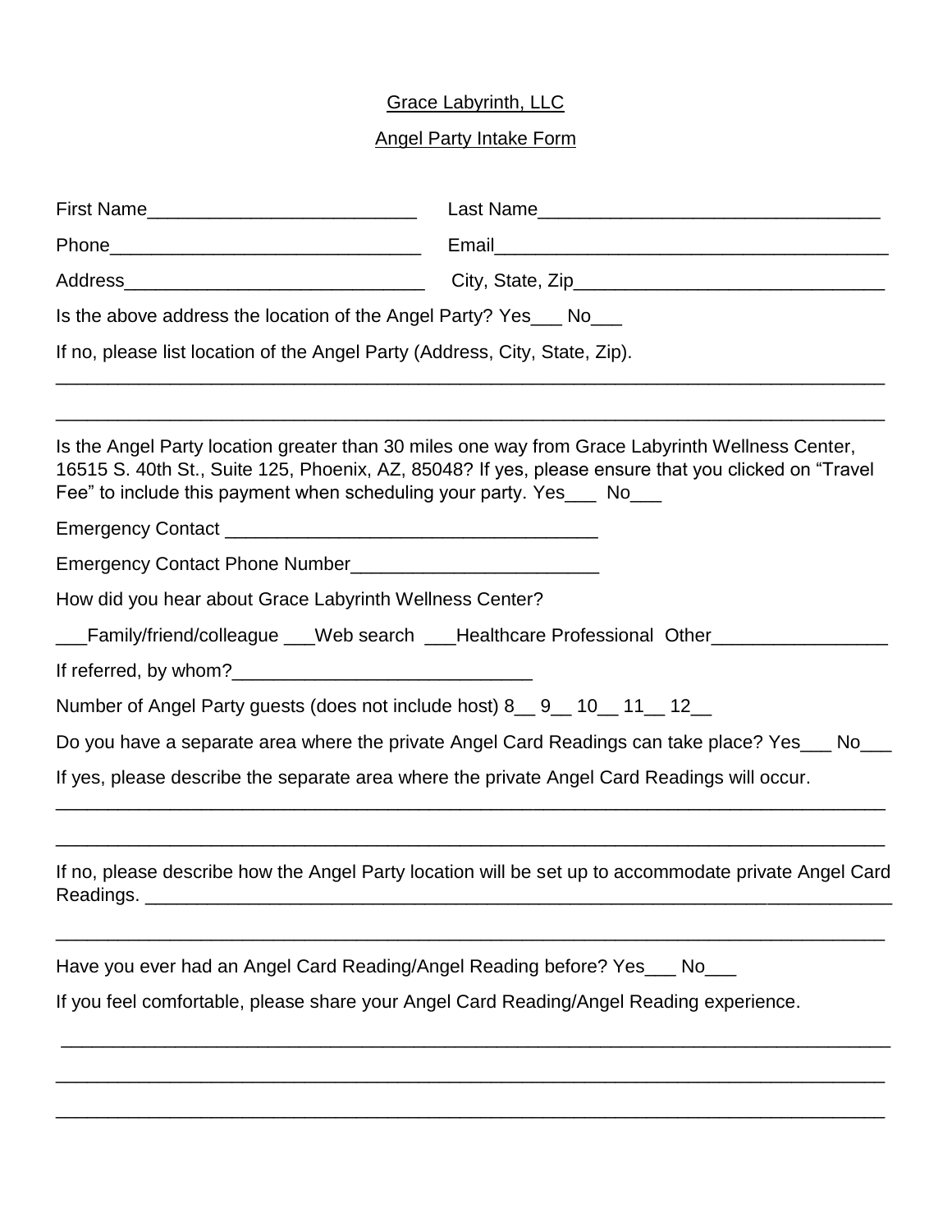Grace Labyrinth, LLC

Angel Party Intake Form

First Name__________________________ Last Name_________________________________

Phone______________________________ Email______________________________________

Address_____________________________ City, State, Zip______________________________

Is the above address the location of the Angel Party? Yes___ No___

If no, please list location of the Angel Party (Address, City, State, Zip).

_______________________________________________________________________________

_______________________________________________________________________________

Is the Angel Party location greater than 30 miles one way from Grace Labyrinth Wellness Center, 16515 S. 40th St., Suite 125, Phoenix, AZ, 85048? If yes, please ensure that you clicked on "Travel Fee" to include this payment when scheduling your party. Yes___ No___

Emergency Contact ___________________________________

Emergency Contact Phone Number_______________________

How did you hear about Grace Labyrinth Wellness Center?

___Family/friend/colleague ___Web search ___Healthcare Professional Other_________________

If referred, by whom?_____________________________

Number of Angel Party guests (does not include host) 8__ 9__ 10__ 11__ 12__

Do you have a separate area where the private Angel Card Readings can take place? Yes___ No___

If yes, please describe the separate area where the private Angel Card Readings will occur.

_______________________________________________________________________________

_______________________________________________________________________________

If no, please describe how the Angel Party location will be set up to accommodate private Angel Card Readings. ___________________________________________________________________________

_______________________________________________________________________________

Have you ever had an Angel Card Reading/Angel Reading before? Yes___ No___

If you feel comfortable, please share your Angel Card Reading/Angel Reading experience.

_______________________________________________________________________________

_______________________________________________________________________________

_______________________________________________________________________________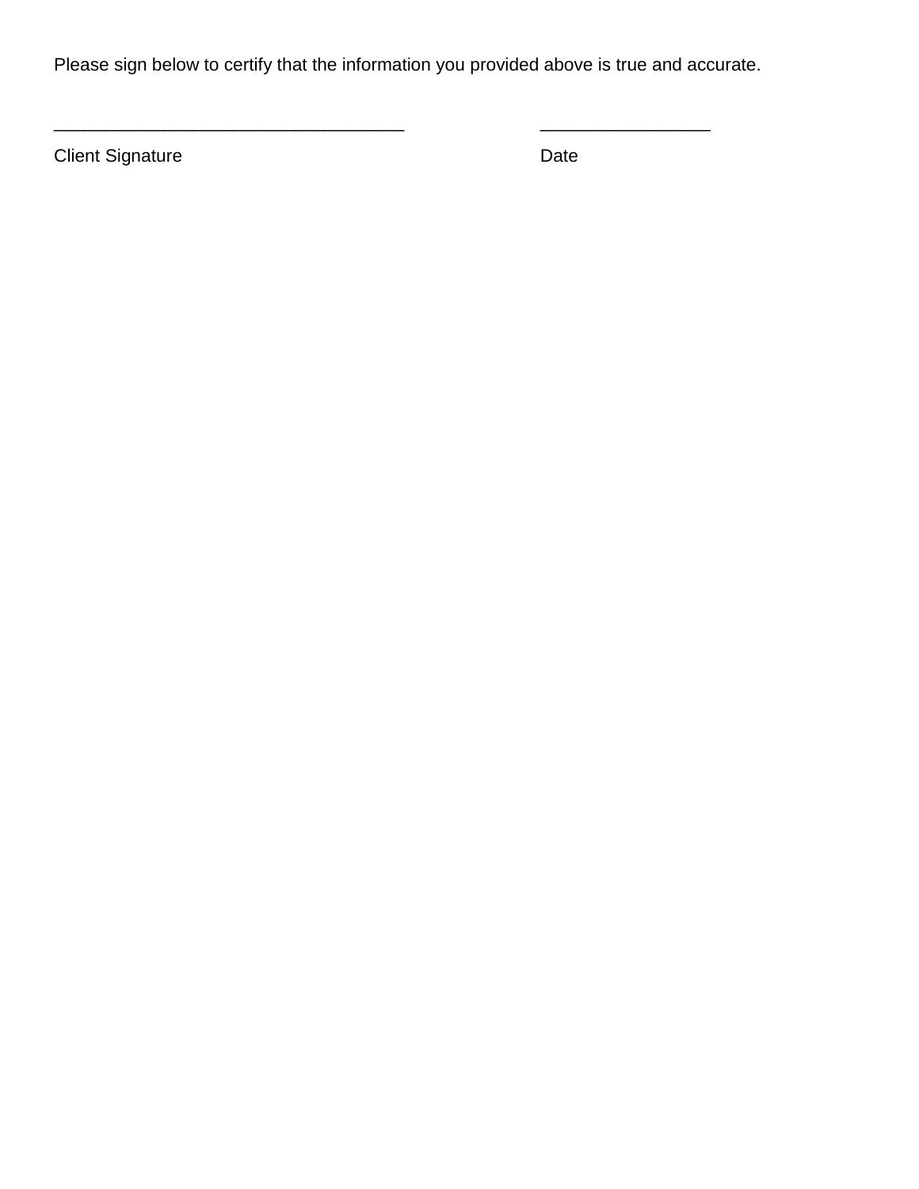Please sign below to certify that the information you provided above is true and accurate.

___________________________________ _________________

Client Signature Date